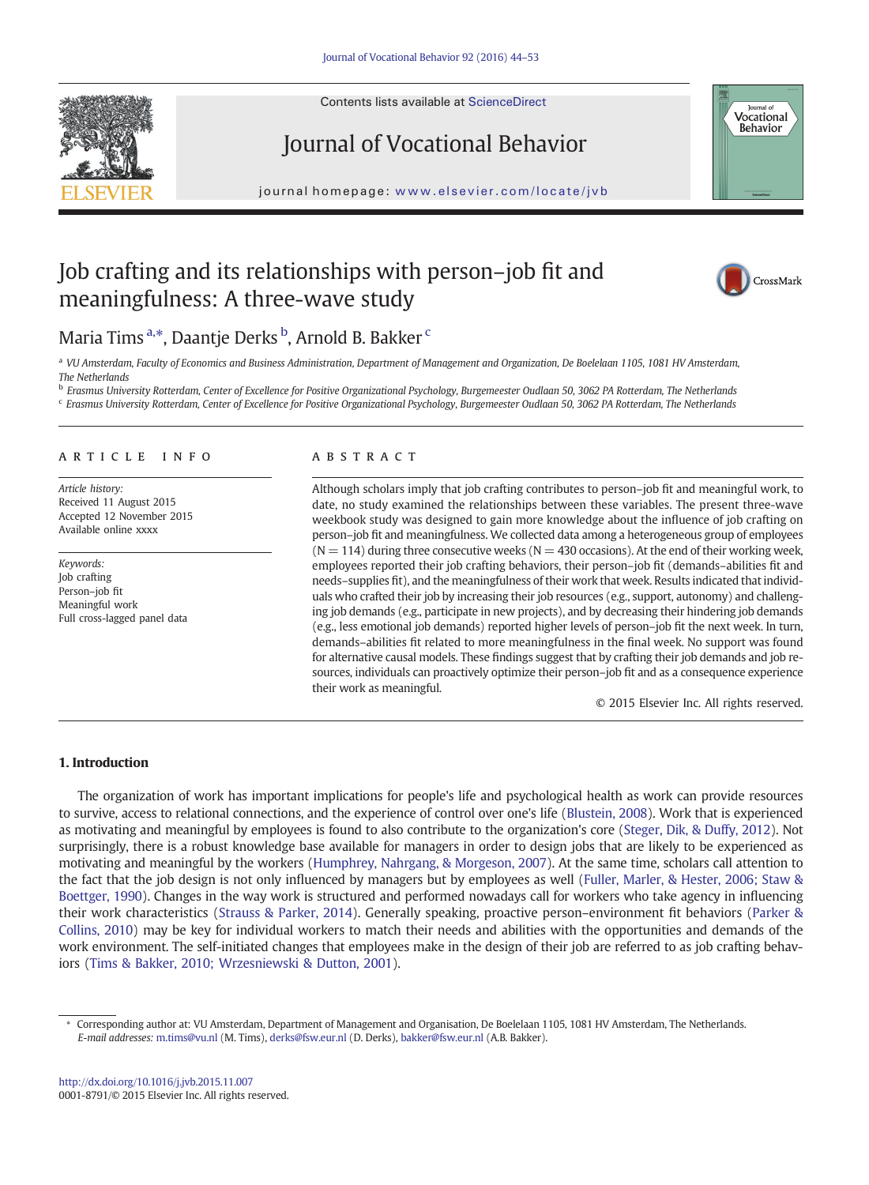# Job crafting and its relationships with person–job fit and meaningfulness: A three-wave study

Maria Tims [a,*], Daantje Derks [b], Arnold B. Bakker [c]

[a] VU Amsterdam, Faculty of Economics and Business Administration, Department of Management and Organization, De Boelelaan 1105, 1081 HV Amsterdam, The Netherlands

[b] Erasmus University Rotterdam, Center of Excellence for Positive Organizational Psychology, Burgemeester Oudlaan 50, 3062 PA Rotterdam, The Netherlands

[c] Erasmus University Rotterdam, Center of Excellence for Positive Organizational Psychology, Burgemeester Oudlaan 50, 3062 PA Rotterdam, The Netherlands

## ARTICLE INFO

*Article history:*
Received 11 August 2015
Accepted 12 November 2015
Available online xxxx

*Keywords:*
Job crafting
Person–job fit
Meaningful work
Full cross-lagged panel data

## ABSTRACT

Although scholars imply that job crafting contributes to person–job fit and meaningful work, to date, no study examined the relationships between these variables. The present three-wave weekbook study was designed to gain more knowledge about the influence of job crafting on person–job fit and meaningfulness. We collected data among a heterogeneous group of employees ($N = 114$) during three consecutive weeks ($N = 430$ occasions). At the end of their working week, employees reported their job crafting behaviors, their person–job fit (demands–abilities fit and needs–supplies fit), and the meaningfulness of their work that week. Results indicated that individuals who crafted their job by increasing their job resources (e.g., support, autonomy) and challenging job demands (e.g., participate in new projects), and by decreasing their hindering job demands (e.g., less emotional job demands) reported higher levels of person–job fit the next week. In turn, demands–abilities fit related to more meaningfulness in the final week. No support was found for alternative causal models. These findings suggest that by crafting their job demands and job resources, individuals can proactively optimize their person–job fit and as a consequence experience their work as meaningful.

© 2015 Elsevier Inc. All rights reserved.

## 1. Introduction

The organization of work has important implications for people's life and psychological health as work can provide resources to survive, access to relational connections, and the experience of control over one's life (Blustein, 2008). Work that is experienced as motivating and meaningful by employees is found to also contribute to the organization's core (Steger, Dik, & Duffy, 2012). Not surprisingly, there is a robust knowledge base available for managers in order to design jobs that are likely to be experienced as motivating and meaningful by the workers (Humphrey, Nahrgang, & Morgeson, 2007). At the same time, scholars call attention to the fact that the job design is not only influenced by managers but by employees as well (Fuller, Marler, & Hester, 2006; Staw & Boettger, 1990). Changes in the way work is structured and performed nowadays call for workers who take agency in influencing their work characteristics (Strauss & Parker, 2014). Generally speaking, proactive person–environment fit behaviors (Parker & Collins, 2010) may be key for individual workers to match their needs and abilities with the opportunities and demands of the work environment. The self-initiated changes that employees make in the design of their job are referred to as job crafting behaviors (Tims & Bakker, 2010; Wrzesniewski & Dutton, 2001).

* Corresponding author at: VU Amsterdam, Department of Management and Organisation, De Boelelaan 1105, 1081 HV Amsterdam, The Netherlands.
*E-mail addresses:* m.tims@vu.nl (M. Tims), derks@fsw.eur.nl (D. Derks), bakker@fsw.eur.nl (A.B. Bakker).

http://dx.doi.org/10.1016/j.jvb.2015.11.007
0001-8791/© 2015 Elsevier Inc. All rights reserved.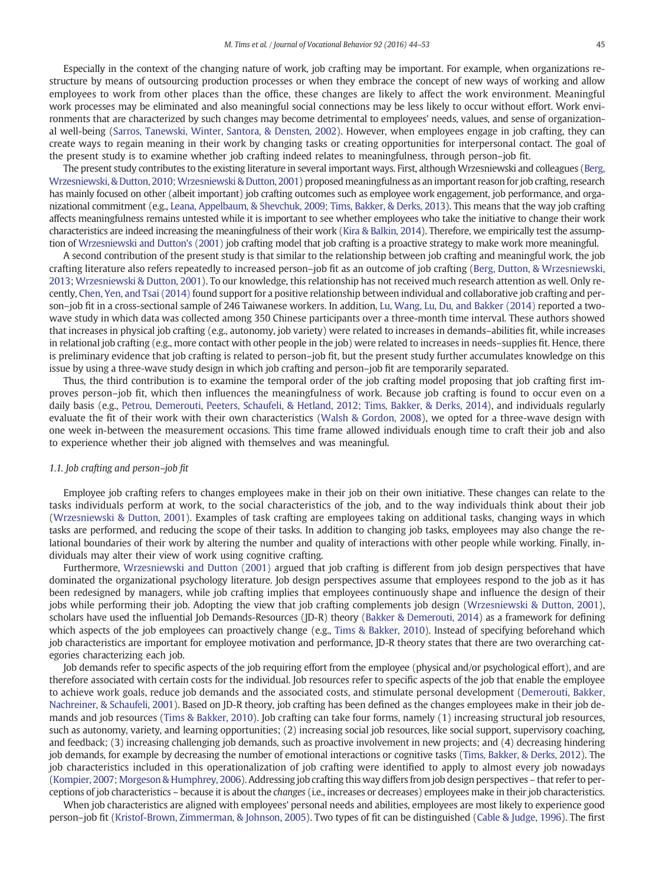Especially in the context of the changing nature of work, job crafting may be important. For example, when organizations restructure by means of outsourcing production processes or when they embrace the concept of new ways of working and allow employees to work from other places than the office, these changes are likely to affect the work environment. Meaningful work processes may be eliminated and also meaningful social connections may be less likely to occur without effort. Work environments that are characterized by such changes may become detrimental to employees' needs, values, and sense of organizational well-being (Sarros, Tanewski, Winter, Santora, & Densten, 2002). However, when employees engage in job crafting, they can create ways to regain meaning in their work by changing tasks or creating opportunities for interpersonal contact. The goal of the present study is to examine whether job crafting indeed relates to meaningfulness, through person–job fit.

The present study contributes to the existing literature in several important ways. First, although Wrzesniewski and colleagues (Berg, Wrzesniewski, & Dutton, 2010; Wrzesniewski & Dutton, 2001) proposed meaningfulness as an important reason for job crafting, research has mainly focused on other (albeit important) job crafting outcomes such as employee work engagement, job performance, and organizational commitment (e.g., Leana, Appelbaum, & Shevchuk, 2009; Tims, Bakker, & Derks, 2013). This means that the way job crafting affects meaningfulness remains untested while it is important to see whether employees who take the initiative to change their work characteristics are indeed increasing the meaningfulness of their work (Kira & Balkin, 2014). Therefore, we empirically test the assumption of Wrzesniewski and Dutton's (2001) job crafting model that job crafting is a proactive strategy to make work more meaningful.

A second contribution of the present study is that similar to the relationship between job crafting and meaningful work, the job crafting literature also refers repeatedly to increased person–job fit as an outcome of job crafting (Berg, Dutton, & Wrzesniewski, 2013; Wrzesniewski & Dutton, 2001). To our knowledge, this relationship has not received much research attention as well. Only recently, Chen, Yen, and Tsai (2014) found support for a positive relationship between individual and collaborative job crafting and person–job fit in a cross-sectional sample of 246 Taiwanese workers. In addition, Lu, Wang, Lu, Du, and Bakker (2014) reported a two-wave study in which data was collected among 350 Chinese participants over a three-month time interval. These authors showed that increases in physical job crafting (e.g., autonomy, job variety) were related to increases in demands–abilities fit, while increases in relational job crafting (e.g., more contact with other people in the job) were related to increases in needs–supplies fit. Hence, there is preliminary evidence that job crafting is related to person–job fit, but the present study further accumulates knowledge on this issue by using a three-wave study design in which job crafting and person–job fit are temporarily separated.

Thus, the third contribution is to examine the temporal order of the job crafting model proposing that job crafting first improves person–job fit, which then influences the meaningfulness of work. Because job crafting is found to occur even on a daily basis (e.g., Petrou, Demerouti, Peeters, Schaufeli, & Hetland, 2012; Tims, Bakker, & Derks, 2014), and individuals regularly evaluate the fit of their work with their own characteristics (Walsh & Gordon, 2008), we opted for a three-wave design with one week in-between the measurement occasions. This time frame allowed individuals enough time to craft their job and also to experience whether their job aligned with themselves and was meaningful.

### 1.1. Job crafting and person–job fit

Employee job crafting refers to changes employees make in their job on their own initiative. These changes can relate to the tasks individuals perform at work, to the social characteristics of the job, and to the way individuals think about their job (Wrzesniewski & Dutton, 2001). Examples of task crafting are employees taking on additional tasks, changing ways in which tasks are performed, and reducing the scope of their tasks. In addition to changing job tasks, employees may also change the relational boundaries of their work by altering the number and quality of interactions with other people while working. Finally, individuals may alter their view of work using cognitive crafting.

Furthermore, Wrzesniewski and Dutton (2001) argued that job crafting is different from job design perspectives that have dominated the organizational psychology literature. Job design perspectives assume that employees respond to the job as it has been redesigned by managers, while job crafting implies that employees continuously shape and influence the design of their jobs while performing their job. Adopting the view that job crafting complements job design (Wrzesniewski & Dutton, 2001), scholars have used the influential Job Demands-Resources (JD-R) theory (Bakker & Demerouti, 2014) as a framework for defining which aspects of the job employees can proactively change (e.g., Tims & Bakker, 2010). Instead of specifying beforehand which job characteristics are important for employee motivation and performance, JD-R theory states that there are two overarching categories characterizing each job.

Job demands refer to specific aspects of the job requiring effort from the employee (physical and/or psychological effort), and are therefore associated with certain costs for the individual. Job resources refer to specific aspects of the job that enable the employee to achieve work goals, reduce job demands and the associated costs, and stimulate personal development (Demerouti, Bakker, Nachreiner, & Schaufeli, 2001). Based on JD-R theory, job crafting has been defined as the changes employees make in their job demands and job resources (Tims & Bakker, 2010). Job crafting can take four forms, namely (1) increasing structural job resources, such as autonomy, variety, and learning opportunities; (2) increasing social job resources, like social support, supervisory coaching, and feedback; (3) increasing challenging job demands, such as proactive involvement in new projects; and (4) decreasing hindering job demands, for example by decreasing the number of emotional interactions or cognitive tasks (Tims, Bakker, & Derks, 2012). The job characteristics included in this operationalization of job crafting were identified to apply to almost every job nowadays (Kompier, 2007; Morgeson & Humphrey, 2006). Addressing job crafting this way differs from job design perspectives – that refer to perceptions of job characteristics – because it is about the *changes* (i.e., increases or decreases) employees make in their job characteristics.

When job characteristics are aligned with employees' personal needs and abilities, employees are most likely to experience good person–job fit (Kristof-Brown, Zimmerman, & Johnson, 2005). Two types of fit can be distinguished (Cable & Judge, 1996). The first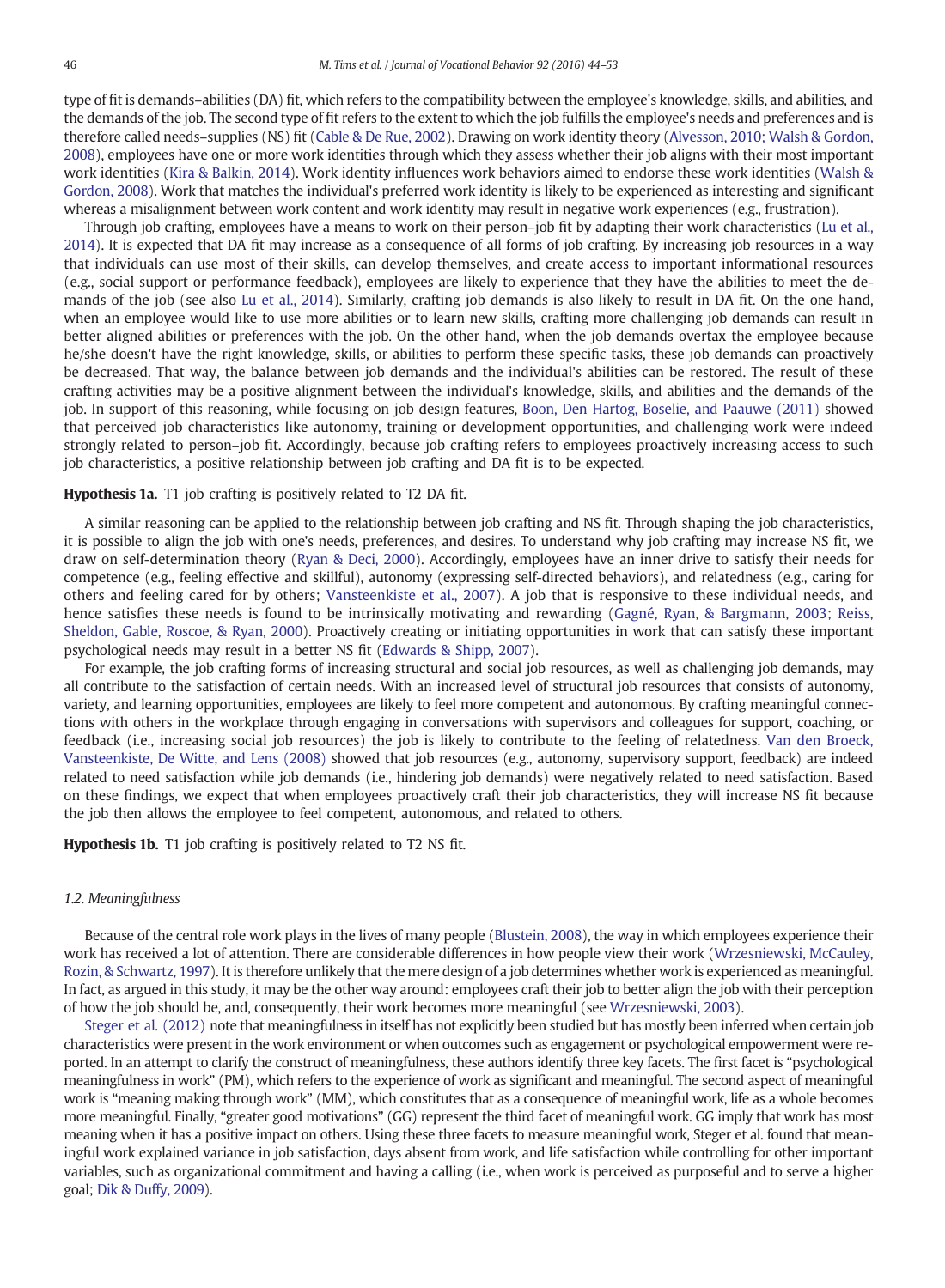type of fit is demands–abilities (DA) fit, which refers to the compatibility between the employee's knowledge, skills, and abilities, and the demands of the job. The second type of fit refers to the extent to which the job fulfills the employee's needs and preferences and is therefore called needs–supplies (NS) fit (Cable & De Rue, 2002). Drawing on work identity theory (Alvesson, 2010; Walsh & Gordon, 2008), employees have one or more work identities through which they assess whether their job aligns with their most important work identities (Kira & Balkin, 2014). Work identity influences work behaviors aimed to endorse these work identities (Walsh & Gordon, 2008). Work that matches the individual's preferred work identity is likely to be experienced as interesting and significant whereas a misalignment between work content and work identity may result in negative work experiences (e.g., frustration).

Through job crafting, employees have a means to work on their person–job fit by adapting their work characteristics (Lu et al., 2014). It is expected that DA fit may increase as a consequence of all forms of job crafting. By increasing job resources in a way that individuals can use most of their skills, can develop themselves, and create access to important informational resources (e.g., social support or performance feedback), employees are likely to experience that they have the abilities to meet the demands of the job (see also Lu et al., 2014). Similarly, crafting job demands is also likely to result in DA fit. On the one hand, when an employee would like to use more abilities or to learn new skills, crafting more challenging job demands can result in better aligned abilities or preferences with the job. On the other hand, when the job demands overtax the employee because he/she doesn't have the right knowledge, skills, or abilities to perform these specific tasks, these job demands can proactively be decreased. That way, the balance between job demands and the individual's abilities can be restored. The result of these crafting activities may be a positive alignment between the individual's knowledge, skills, and abilities and the demands of the job. In support of this reasoning, while focusing on job design features, Boon, Den Hartog, Boselie, and Paauwe (2011) showed that perceived job characteristics like autonomy, training or development opportunities, and challenging work were indeed strongly related to person–job fit. Accordingly, because job crafting refers to employees proactively increasing access to such job characteristics, a positive relationship between job crafting and DA fit is to be expected.

**Hypothesis 1a.** T1 job crafting is positively related to T2 DA fit.

A similar reasoning can be applied to the relationship between job crafting and NS fit. Through shaping the job characteristics, it is possible to align the job with one's needs, preferences, and desires. To understand why job crafting may increase NS fit, we draw on self-determination theory (Ryan & Deci, 2000). Accordingly, employees have an inner drive to satisfy their needs for competence (e.g., feeling effective and skillful), autonomy (expressing self-directed behaviors), and relatedness (e.g., caring for others and feeling cared for by others; Vansteenkiste et al., 2007). A job that is responsive to these individual needs, and hence satisfies these needs is found to be intrinsically motivating and rewarding (Gagné, Ryan, & Bargmann, 2003; Reiss, Sheldon, Gable, Roscoe, & Ryan, 2000). Proactively creating or initiating opportunities in work that can satisfy these important psychological needs may result in a better NS fit (Edwards & Shipp, 2007).

For example, the job crafting forms of increasing structural and social job resources, as well as challenging job demands, may all contribute to the satisfaction of certain needs. With an increased level of structural job resources that consists of autonomy, variety, and learning opportunities, employees are likely to feel more competent and autonomous. By crafting meaningful connections with others in the workplace through engaging in conversations with supervisors and colleagues for support, coaching, or feedback (i.e., increasing social job resources) the job is likely to contribute to the feeling of relatedness. Van den Broeck, Vansteenkiste, De Witte, and Lens (2008) showed that job resources (e.g., autonomy, supervisory support, feedback) are indeed related to need satisfaction while job demands (i.e., hindering job demands) were negatively related to need satisfaction. Based on these findings, we expect that when employees proactively craft their job characteristics, they will increase NS fit because the job then allows the employee to feel competent, autonomous, and related to others.

**Hypothesis 1b.** T1 job crafting is positively related to T2 NS fit.

### 1.2. Meaningfulness

Because of the central role work plays in the lives of many people (Blustein, 2008), the way in which employees experience their work has received a lot of attention. There are considerable differences in how people view their work (Wrzesniewski, McCauley, Rozin, & Schwartz, 1997). It is therefore unlikely that the mere design of a job determines whether work is experienced as meaningful. In fact, as argued in this study, it may be the other way around: employees craft their job to better align the job with their perception of how the job should be, and, consequently, their work becomes more meaningful (see Wrzesniewski, 2003).

Steger et al. (2012) note that meaningfulness in itself has not explicitly been studied but has mostly been inferred when certain job characteristics were present in the work environment or when outcomes such as engagement or psychological empowerment were reported. In an attempt to clarify the construct of meaningfulness, these authors identify three key facets. The first facet is "psychological meaningfulness in work" (PM), which refers to the experience of work as significant and meaningful. The second aspect of meaningful work is "meaning making through work" (MM), which constitutes that as a consequence of meaningful work, life as a whole becomes more meaningful. Finally, "greater good motivations" (GG) represent the third facet of meaningful work. GG imply that work has most meaning when it has a positive impact on others. Using these three facets to measure meaningful work, Steger et al. found that meaningful work explained variance in job satisfaction, days absent from work, and life satisfaction while controlling for other important variables, such as organizational commitment and having a calling (i.e., when work is perceived as purposeful and to serve a higher goal; Dik & Duffy, 2009).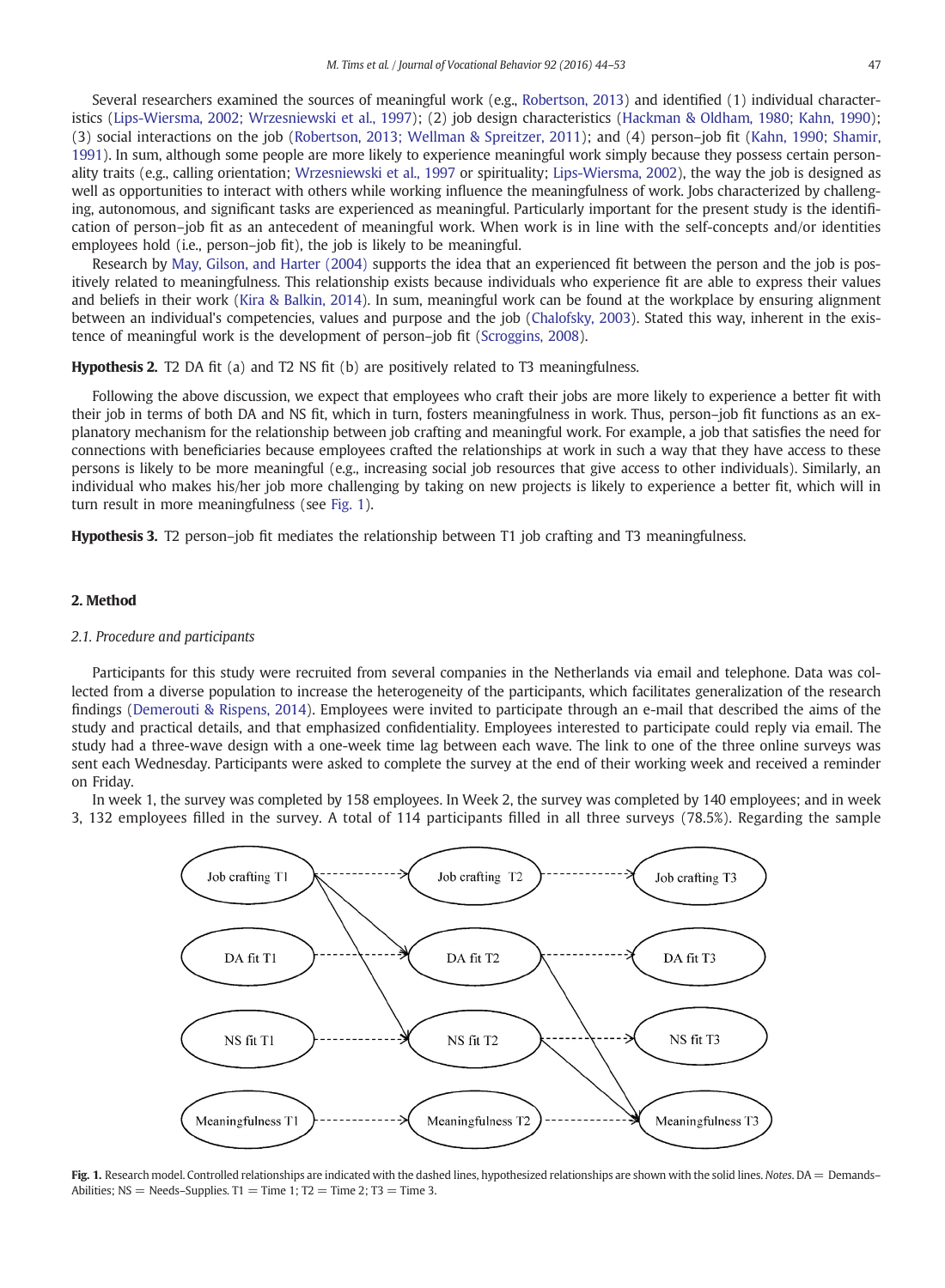Several researchers examined the sources of meaningful work (e.g., Robertson, 2013) and identified (1) individual characteristics (Lips-Wiersma, 2002; Wrzesniewski et al., 1997); (2) job design characteristics (Hackman & Oldham, 1980; Kahn, 1990); (3) social interactions on the job (Robertson, 2013; Wellman & Spreitzer, 2011); and (4) person–job fit (Kahn, 1990; Shamir, 1991). In sum, although some people are more likely to experience meaningful work simply because they possess certain personality traits (e.g., calling orientation; Wrzesniewski et al., 1997 or spirituality; Lips-Wiersma, 2002), the way the job is designed as well as opportunities to interact with others while working influence the meaningfulness of work. Jobs characterized by challenging, autonomous, and significant tasks are experienced as meaningful. Particularly important for the present study is the identification of person–job fit as an antecedent of meaningful work. When work is in line with the self-concepts and/or identities employees hold (i.e., person–job fit), the job is likely to be meaningful.

Research by May, Gilson, and Harter (2004) supports the idea that an experienced fit between the person and the job is positively related to meaningfulness. This relationship exists because individuals who experience fit are able to express their values and beliefs in their work (Kira & Balkin, 2014). In sum, meaningful work can be found at the workplace by ensuring alignment between an individual's competencies, values and purpose and the job (Chalofsky, 2003). Stated this way, inherent in the existence of meaningful work is the development of person–job fit (Scroggins, 2008).

**Hypothesis 2.** T2 DA fit (a) and T2 NS fit (b) are positively related to T3 meaningfulness.

Following the above discussion, we expect that employees who craft their jobs are more likely to experience a better fit with their job in terms of both DA and NS fit, which in turn, fosters meaningfulness in work. Thus, person–job fit functions as an explanatory mechanism for the relationship between job crafting and meaningful work. For example, a job that satisfies the need for connections with beneficiaries because employees crafted the relationships at work in such a way that they have access to these persons is likely to be more meaningful (e.g., increasing social job resources that give access to other individuals). Similarly, an individual who makes his/her job more challenging by taking on new projects is likely to experience a better fit, which will in turn result in more meaningfulness (see Fig. 1).

**Hypothesis 3.** T2 person–job fit mediates the relationship between T1 job crafting and T3 meaningfulness.

## 2. Method

### 2.1. Procedure and participants

Participants for this study were recruited from several companies in the Netherlands via email and telephone. Data was collected from a diverse population to increase the heterogeneity of the participants, which facilitates generalization of the research findings (Demerouti & Rispens, 2014). Employees were invited to participate through an e-mail that described the aims of the study and practical details, and that emphasized confidentiality. Employees interested to participate could reply via email. The study had a three-wave design with a one-week time lag between each wave. The link to one of the three online surveys was sent each Wednesday. Participants were asked to complete the survey at the end of their working week and received a reminder on Friday.

In week 1, the survey was completed by 158 employees. In Week 2, the survey was completed by 140 employees; and in week 3, 132 employees filled in the survey. A total of 114 participants filled in all three surveys (78.5%). Regarding the sample

**Fig. 1.** Research model. Controlled relationships are indicated with the dashed lines, hypothesized relationships are shown with the solid lines. *Notes.* DA = Demands–Abilities; NS = Needs–Supplies. T1 = Time 1; T2 = Time 2; T3 = Time 3.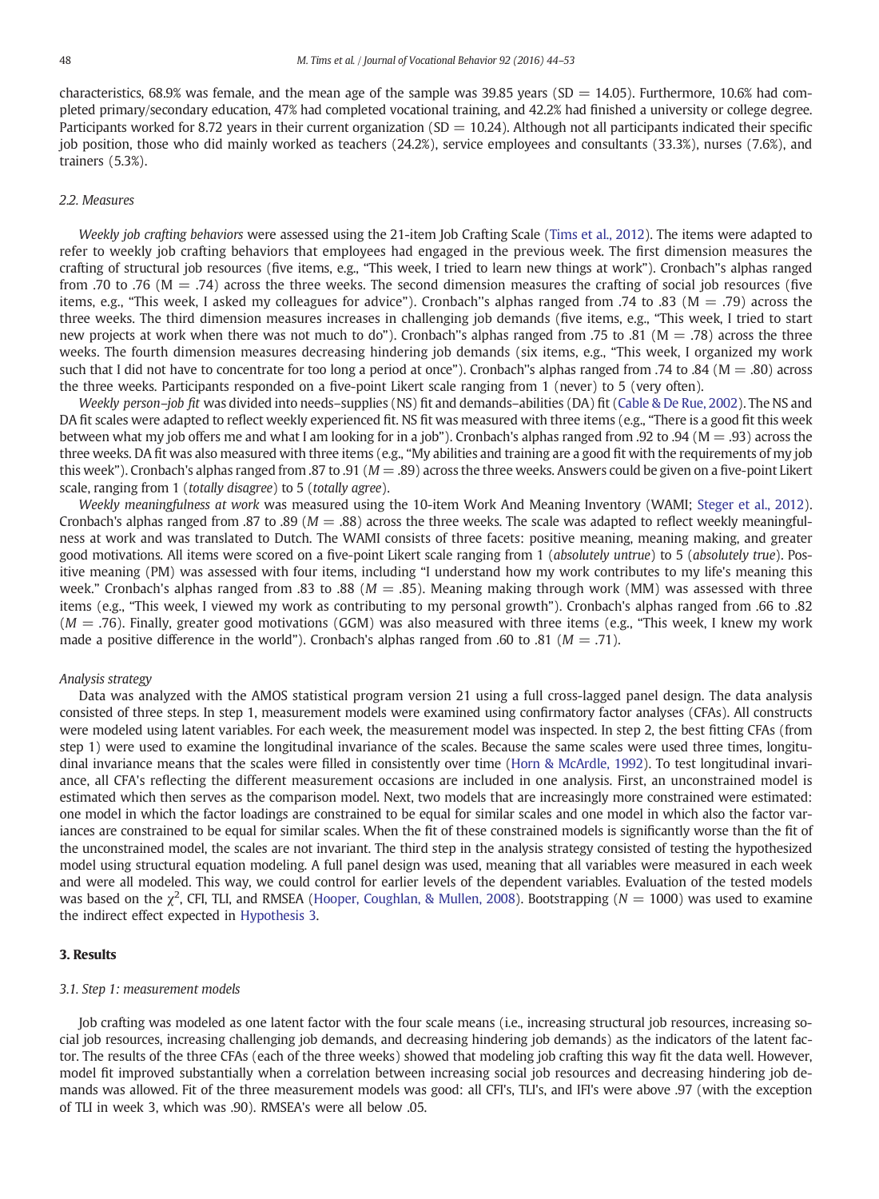characteristics, 68.9% was female, and the mean age of the sample was 39.85 years (SD = 14.05). Furthermore, 10.6% had completed primary/secondary education, 47% had completed vocational training, and 42.2% had finished a university or college degree. Participants worked for 8.72 years in their current organization (SD = 10.24). Although not all participants indicated their specific job position, those who did mainly worked as teachers (24.2%), service employees and consultants (33.3%), nurses (7.6%), and trainers (5.3%).

### 2.2. Measures

*Weekly job crafting behaviors* were assessed using the 21-item Job Crafting Scale (Tims et al., 2012). The items were adapted to refer to weekly job crafting behaviors that employees had engaged in the previous week. The first dimension measures the crafting of structural job resources (five items, e.g., "This week, I tried to learn new things at work"). Cronbach"s alphas ranged from .70 to .76 (M = .74) across the three weeks. The second dimension measures the crafting of social job resources (five items, e.g., "This week, I asked my colleagues for advice"). Cronbach"s alphas ranged from .74 to .83 (M = .79) across the three weeks. The third dimension measures increases in challenging job demands (five items, e.g., "This week, I tried to start new projects at work when there was not much to do"). Cronbach"s alphas ranged from .75 to .81 (M = .78) across the three weeks. The fourth dimension measures decreasing hindering job demands (six items, e.g., "This week, I organized my work such that I did not have to concentrate for too long a period at once"). Cronbach"s alphas ranged from .74 to .84 (M = .80) across the three weeks. Participants responded on a five-point Likert scale ranging from 1 (never) to 5 (very often).

*Weekly person–job fit* was divided into needs–supplies (NS) fit and demands–abilities (DA) fit (Cable & De Rue, 2002). The NS and DA fit scales were adapted to reflect weekly experienced fit. NS fit was measured with three items (e.g., "There is a good fit this week between what my job offers me and what I am looking for in a job"). Cronbach's alphas ranged from .92 to .94 (M = .93) across the three weeks. DA fit was also measured with three items (e.g., "My abilities and training are a good fit with the requirements of my job this week"). Cronbach's alphas ranged from .87 to .91 (*M* = .89) across the three weeks. Answers could be given on a five-point Likert scale, ranging from 1 (*totally disagree*) to 5 (*totally agree*).

*Weekly meaningfulness at work* was measured using the 10-item Work And Meaning Inventory (WAMI; Steger et al., 2012). Cronbach's alphas ranged from .87 to .89 across the three weeks (*M* = .88). The scale was adapted to reflect weekly meaningfulness at work and was translated to Dutch. The WAMI consists of three facets: positive meaning, meaning making, and greater good motivations. All items were scored on a five-point Likert scale ranging from 1 (*absolutely untrue*) to 5 (*absolutely true*). Positive meaning (PM) was assessed with four items, including "I understand how my work contributes to my life's meaning this week." Cronbach's alphas ranged from .83 to .88 (*M* = .85). Meaning making through work (MM) was assessed with three items (e.g., "This week, I viewed my work as contributing to my personal growth"). Cronbach's alphas ranged from .66 to .82 (*M* = .76). Finally, greater good motivations (GGM) was also measured with three items (e.g., "This week, I knew my work made a positive difference in the world"). Cronbach's alphas ranged from .60 to .81 (*M* = .71).

#### Analysis strategy

Data was analyzed with the AMOS statistical program version 21 using a full cross-lagged panel design. The data analysis consisted of three steps. In step 1, measurement models were examined using confirmatory factor analyses (CFAs). All constructs were modeled using latent variables. For each week, the measurement model was inspected. In step 2, the best fitting CFAs (from step 1) were used to examine the longitudinal invariance of the scales. Because the same scales were used three times, longitudinal invariance means that the scales were filled in consistently over time (Horn & McArdle, 1992). To test longitudinal invariance, all CFA's reflecting the different measurement occasions are included in one analysis. First, an unconstrained model is estimated which then serves as the comparison model. Next, two models that are increasingly more constrained were estimated: one model in which the factor loadings are constrained to be equal for similar scales and one model in which also the factor variances are constrained to be equal for similar scales. When the fit of these constrained models is significantly worse than the fit of the unconstrained model, the scales are not invariant. The third step in the analysis strategy consisted of testing the hypothesized model using structural equation modeling. A full panel design was used, meaning that all variables were measured in each week and were all modeled. This way, we could control for earlier levels of the dependent variables. Evaluation of the tested models was based on the $\chi^2$, CFI, TLI, and RMSEA (Hooper, Coughlan, & Mullen, 2008). Bootstrapping (*N* = 1000) was used to examine the indirect effect expected in Hypothesis 3.

## 3. Results

### 3.1. Step 1: measurement models

Job crafting was modeled as one latent factor with the four scale means (i.e., increasing structural job resources, increasing social job resources, increasing challenging job demands, and decreasing hindering job demands) as the indicators of the latent factor. The results of the three CFAs (each of the three weeks) showed that modeling job crafting this way fit the data well. However, model fit improved substantially when a correlation between increasing social job resources and decreasing hindering job demands was allowed. Fit of the three measurement models was good: all CFI's, TLI's, and IFI's were above .97 (with the exception of TLI in week 3, which was .90). RMSEA's were all below .05.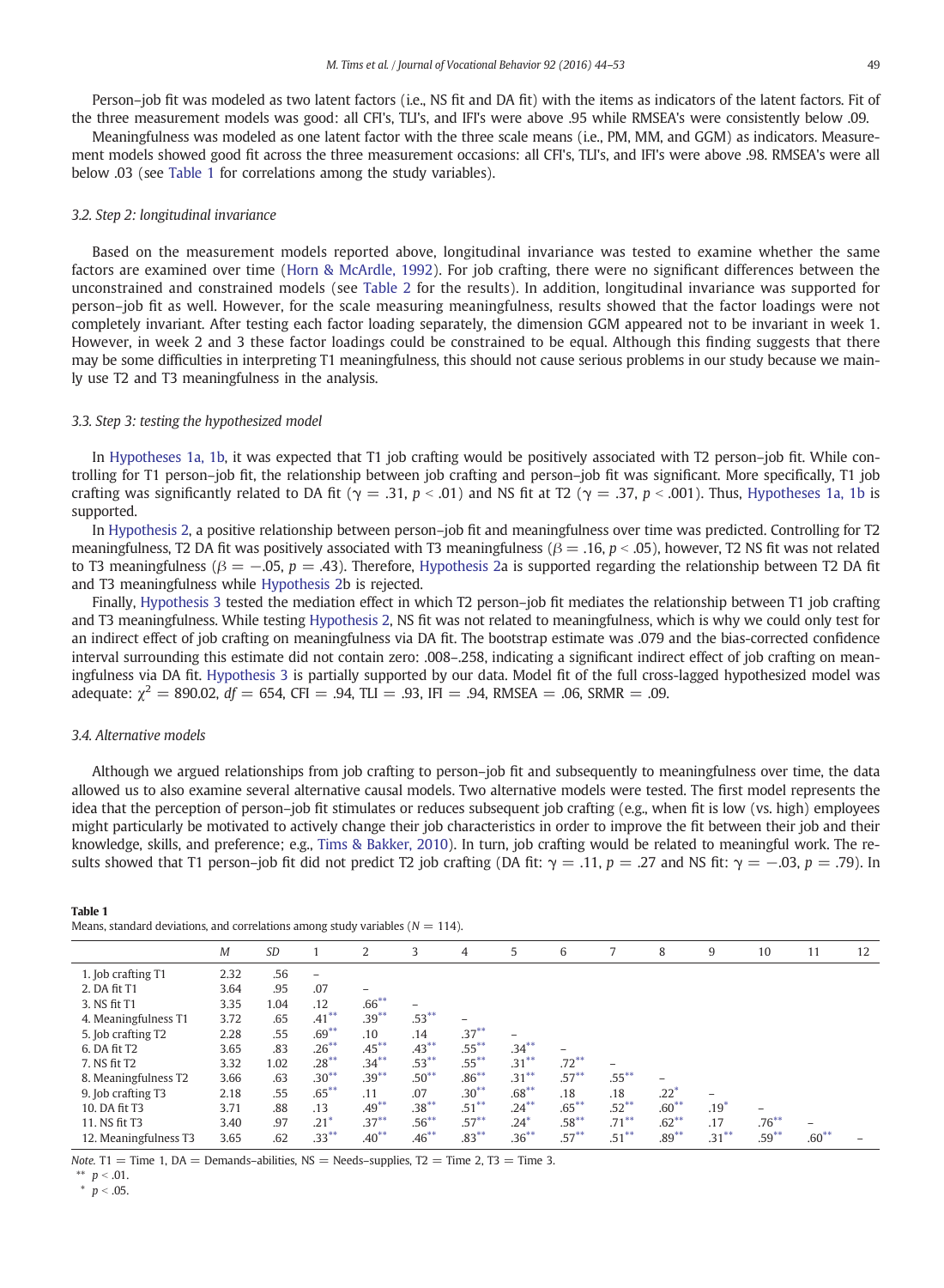Person–job fit was modeled as two latent factors (i.e., NS fit and DA fit) with the items as indicators of the latent factors. Fit of the three measurement models was good: all CFI's, TLI's, and IFI's were above .95 while RMSEA's were consistently below .09.

Meaningfulness was modeled as one latent factor with the three scale means (i.e., PM, MM, and GGM) as indicators. Measurement models showed good fit across the three measurement occasions: all CFI's, TLI's, and IFI's were above .98. RMSEA's were all below .03 (see Table 1 for correlations among the study variables).

### 3.2. Step 2: longitudinal invariance

Based on the measurement models reported above, longitudinal invariance was tested to examine whether the same factors are examined over time (Horn & McArdle, 1992). For job crafting, there were no significant differences between the unconstrained and constrained models (see Table 2 for the results). In addition, longitudinal invariance was supported for person–job fit as well. However, for the scale measuring meaningfulness, results showed that the factor loadings were not completely invariant. After testing each factor loading separately, the dimension GGM appeared not to be invariant in week 1. However, in week 2 and 3 these factor loadings could be constrained to be equal. Although this finding suggests that there may be some difficulties in interpreting T1 meaningfulness, this should not cause serious problems in our study because we mainly use T2 and T3 meaningfulness in the analysis.

### 3.3. Step 3: testing the hypothesized model

In Hypotheses 1a, 1b, it was expected that T1 job crafting would be positively associated with T2 person–job fit. While controlling for T1 person–job fit, the relationship between job crafting and person–job fit was significant. More specifically, T1 job crafting was significantly related to DA fit ($\gamma = .31$, $p < .01$) and NS fit at T2 ($\gamma = .37$, $p < .001$). Thus, Hypotheses 1a, 1b is supported.

In Hypothesis 2, a positive relationship between person–job fit and meaningfulness over time was predicted. Controlling for T2 meaningfulness, T2 DA fit was positively associated with T3 meaningfulness ($\beta = .16$, $p < .05$), however, T2 NS fit was not related to T3 meaningfulness ($\beta = -.05$, $p = .43$). Therefore, Hypothesis 2a is supported regarding the relationship between T2 DA fit and T3 meaningfulness while Hypothesis 2b is rejected.

Finally, Hypothesis 3 tested the mediation effect in which T2 person–job fit mediates the relationship between T1 job crafting and T3 meaningfulness. While testing Hypothesis 2, NS fit was not related to meaningfulness, which is why we could only test for an indirect effect of job crafting on meaningfulness via DA fit. The bootstrap estimate was .079 and the bias-corrected confidence interval surrounding this estimate did not contain zero: .008–.258, indicating a significant indirect effect of job crafting on meaningfulness via DA fit. Hypothesis 3 is partially supported by our data. Model fit of the full cross-lagged hypothesized model was adequate: $\chi^2 = 890.02$, $df = 654$, CFI = .94, TLI = .93, IFI = .94, RMSEA = .06, SRMR = .09.

### 3.4. Alternative models

Although we argued relationships from job crafting to person–job fit and subsequently to meaningfulness over time, the data allowed us to also examine several alternative causal models. Two alternative models were tested. The first model represents the idea that the perception of person–job fit stimulates or reduces subsequent job crafting (e.g., when fit is low (vs. high) employees might particularly be motivated to actively change their job characteristics in order to improve the fit between their job and their knowledge, skills, and preference; e.g., Tims & Bakker, 2010). In turn, job crafting would be related to meaningful work. The results showed that T1 person–job fit did not predict T2 job crafting (DA fit: $\gamma = .11$, $p = .27$ and NS fit: $\gamma = -.03$, $p = .79$). In

**Table 1**
Means, standard deviations, and correlations among study variables ($N = 114$).

| | M | SD | 1 | 2 | 3 | 4 | 5 | 6 | 7 | 8 | 9 | 10 | 11 | 12 |
|---|---|---|---|---|---|---|---|---|---|---|---|---|---|---|
| 1. Job crafting T1 | 2.32 | .56 | – | | | | | | | | | | | |
| 2. DA fit T1 | 3.64 | .95 | .07 | – | | | | | | | | | | |
| 3. NS fit T1 | 3.35 | 1.04 | .12 | .66** | – | | | | | | | | | |
| 4. Meaningfulness T1 | 3.72 | .65 | .41** | .39** | .53** | – | | | | | | | | |
| 5. Job crafting T2 | 2.28 | .55 | .69** | .10 | .14 | .37** | – | | | | | | | |
| 6. DA fit T2 | 3.65 | .83 | .26** | .45** | .43** | .55** | .34** | – | | | | | | |
| 7. NS fit T2 | 3.32 | 1.02 | .28** | .34** | .53** | .55** | .31** | .72** | – | | | | | |
| 8. Meaningfulness T2 | 3.66 | .63 | .30** | .39** | .50** | .86** | .31** | .57** | .55** | – | | | | |
| 9. Job crafting T3 | 2.18 | .55 | .65** | .11 | .07 | .30** | .68** | .18 | .18 | .22* | – | | | |
| 10. DA fit T3 | 3.71 | .88 | .13 | .49** | .38** | .51** | .24** | .65** | .52** | .60** | .19* | – | | |
| 11. NS fit T3 | 3.40 | .97 | .21* | .37** | .56** | .57** | .24* | .58** | .71** | .62** | .17 | .76** | – | |
| 12. Meaningfulness T3 | 3.65 | .62 | .33** | .40** | .46** | .83** | .36** | .57** | .51** | .89** | .31** | .59** | .60** | – |

*Note.* T1 = Time 1, DA = Demands–abilities, NS = Needs–supplies, T2 = Time 2, T3 = Time 3.
** $p < .01$.
* $p < .05$.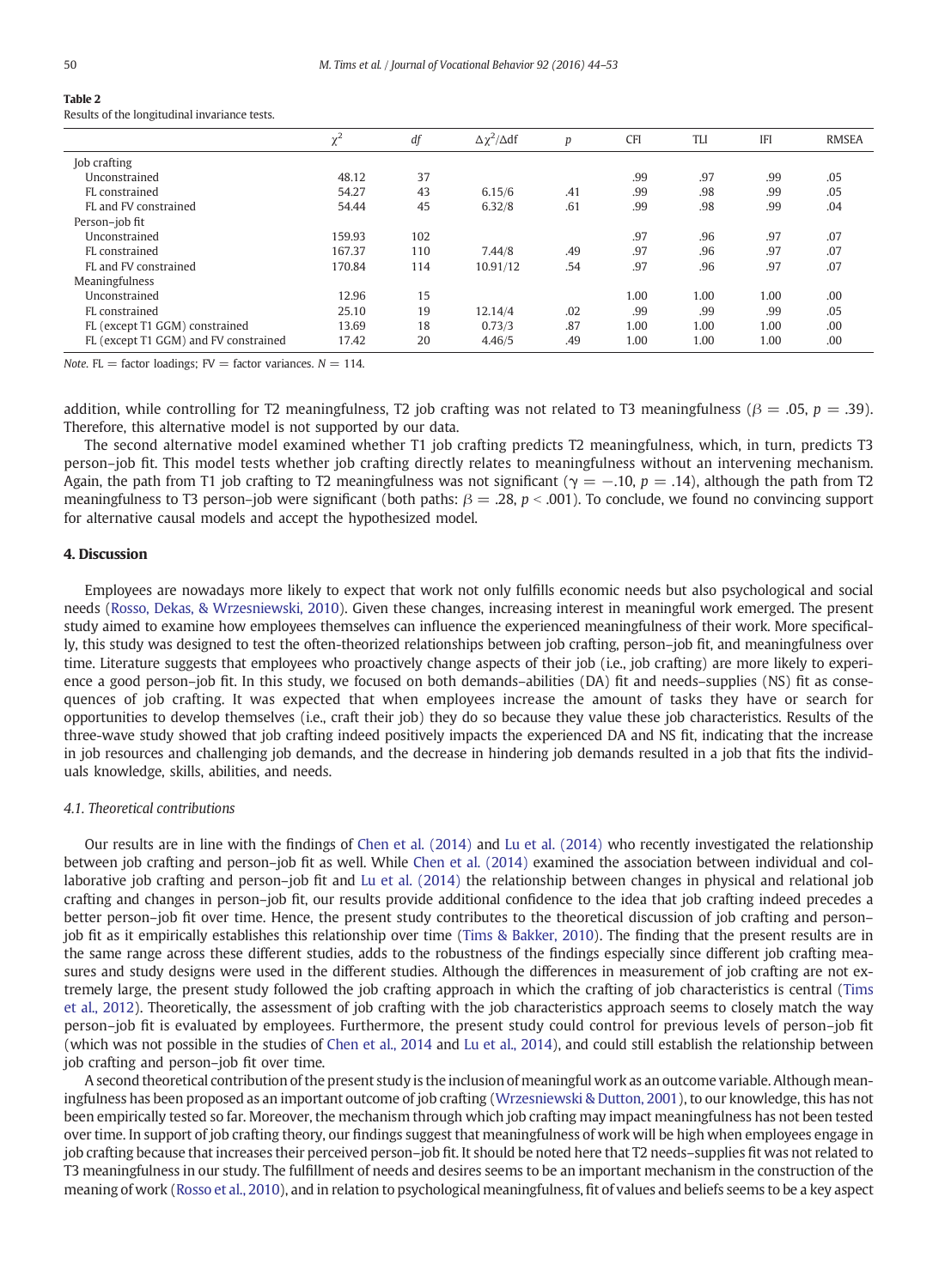**Table 2**
Results of the longitudinal invariance tests.

| | $\chi^2$ | *df* | $\Delta\chi^2/\Delta df$ | *p* | CFI | TLI | IFI | RMSEA |
|---|---|---|---|---|---|---|---|---|
| Job crafting | | | | | | | | |
| Unconstrained | 48.12 | 37 | | | .99 | .97 | .99 | .05 |
| FL constrained | 54.27 | 43 | 6.15/6 | .41 | .99 | .98 | .99 | .05 |
| FL and FV constrained | 54.44 | 45 | 6.32/8 | .61 | .99 | .98 | .99 | .04 |
| Person–job fit | | | | | | | | |
| Unconstrained | 159.93 | 102 | | | .97 | .96 | .97 | .07 |
| FL constrained | 167.37 | 110 | 7.44/8 | .49 | .97 | .96 | .97 | .07 |
| FL and FV constrained | 170.84 | 114 | 10.91/12 | .54 | .97 | .96 | .97 | .07 |
| Meaningfulness | | | | | | | | |
| Unconstrained | 12.96 | 15 | | | 1.00 | 1.00 | 1.00 | .00 |
| FL constrained | 25.10 | 19 | 12.14/4 | .02 | .99 | .99 | .99 | .05 |
| FL (except T1 GGM) constrained | 13.69 | 18 | 0.73/3 | .87 | 1.00 | 1.00 | 1.00 | .00 |
| FL (except T1 GGM) and FV constrained | 17.42 | 20 | 4.46/5 | .49 | 1.00 | 1.00 | 1.00 | .00 |

*Note.* FL = factor loadings; FV = factor variances. N = 114.

addition, while controlling for T2 meaningfulness, T2 job crafting was not related to T3 meaningfulness ($\beta = .05$, $p = .39$). Therefore, this alternative model is not supported by our data.

The second alternative model examined whether T1 job crafting predicts T2 meaningfulness, which, in turn, predicts T3 person–job fit. This model tests whether job crafting directly relates to meaningfulness without an intervening mechanism. Again, the path from T1 job crafting to T2 meaningfulness was not significant ($\gamma = -.10$, $p = .14$), although the path from T2 meaningfulness to T3 person–job were significant (both paths: $\beta = .28$, $p < .001$). To conclude, we found no convincing support for alternative causal models and accept the hypothesized model.

## 4. Discussion

Employees are nowadays more likely to expect that work not only fulfills economic needs but also psychological and social needs (Rosso, Dekas, & Wrzesniewski, 2010). Given these changes, increasing interest in meaningful work emerged. The present study aimed to examine how employees themselves can influence the experienced meaningfulness of their work. More specifically, this study was designed to test the often-theorized relationships between job crafting, person–job fit, and meaningfulness over time. Literature suggests that employees who proactively change aspects of their job (i.e., job crafting) are more likely to experience a good person–job fit. In this study, we focused on both demands–abilities (DA) fit and needs–supplies (NS) fit as consequences of job crafting. It was expected that when employees increase the amount of tasks they have or search for opportunities to develop themselves (i.e., craft their job) they do so because they value these job characteristics. Results of the three-wave study showed that job crafting indeed positively impacts the experienced DA and NS fit, indicating that the increase in job resources and challenging job demands, and the decrease in hindering job demands resulted in a job that fits the individuals knowledge, skills, abilities, and needs.

### 4.1. Theoretical contributions

Our results are in line with the findings of Chen et al. (2014) and Lu et al. (2014) who recently investigated the relationship between job crafting and person–job fit as well. While Chen et al. (2014) examined the association between individual and collaborative job crafting and person–job fit and Lu et al. (2014) the relationship between changes in physical and relational job crafting and changes in person–job fit, our results provide additional confidence to the idea that job crafting indeed precedes a better person–job fit over time. Hence, the present study contributes to the theoretical discussion of job crafting and person–job fit as it empirically establishes this relationship over time (Tims & Bakker, 2010). The finding that the present results are in the same range across these different studies, adds to the robustness of the findings especially since different job crafting measures and study designs were used in the different studies. Although the differences in measurement of job crafting are not extremely large, the present study followed the job crafting approach in which the crafting of job characteristics is central (Tims et al., 2012). Theoretically, the assessment of job crafting with the job characteristics approach seems to closely match the way person–job fit is evaluated by employees. Furthermore, the present study could control for previous levels of person–job fit (which was not possible in the studies of Chen et al., 2014 and Lu et al., 2014), and could still establish the relationship between job crafting and person–job fit over time.

A second theoretical contribution of the present study is the inclusion of meaningful work as an outcome variable. Although meaningfulness has been proposed as an important outcome of job crafting (Wrzesniewski & Dutton, 2001), to our knowledge, this has not been empirically tested so far. Moreover, the mechanism through which job crafting may impact meaningfulness has not been tested over time. In support of job crafting theory, our findings suggest that meaningfulness of work will be high when employees engage in job crafting because that increases their perceived person–job fit. It should be noted here that T2 needs–supplies fit was not related to T3 meaningfulness in our study. The fulfillment of needs and desires seems to be an important mechanism in the construction of the meaning of work (Rosso et al., 2010), and in relation to psychological meaningfulness, fit of values and beliefs seems to be a key aspect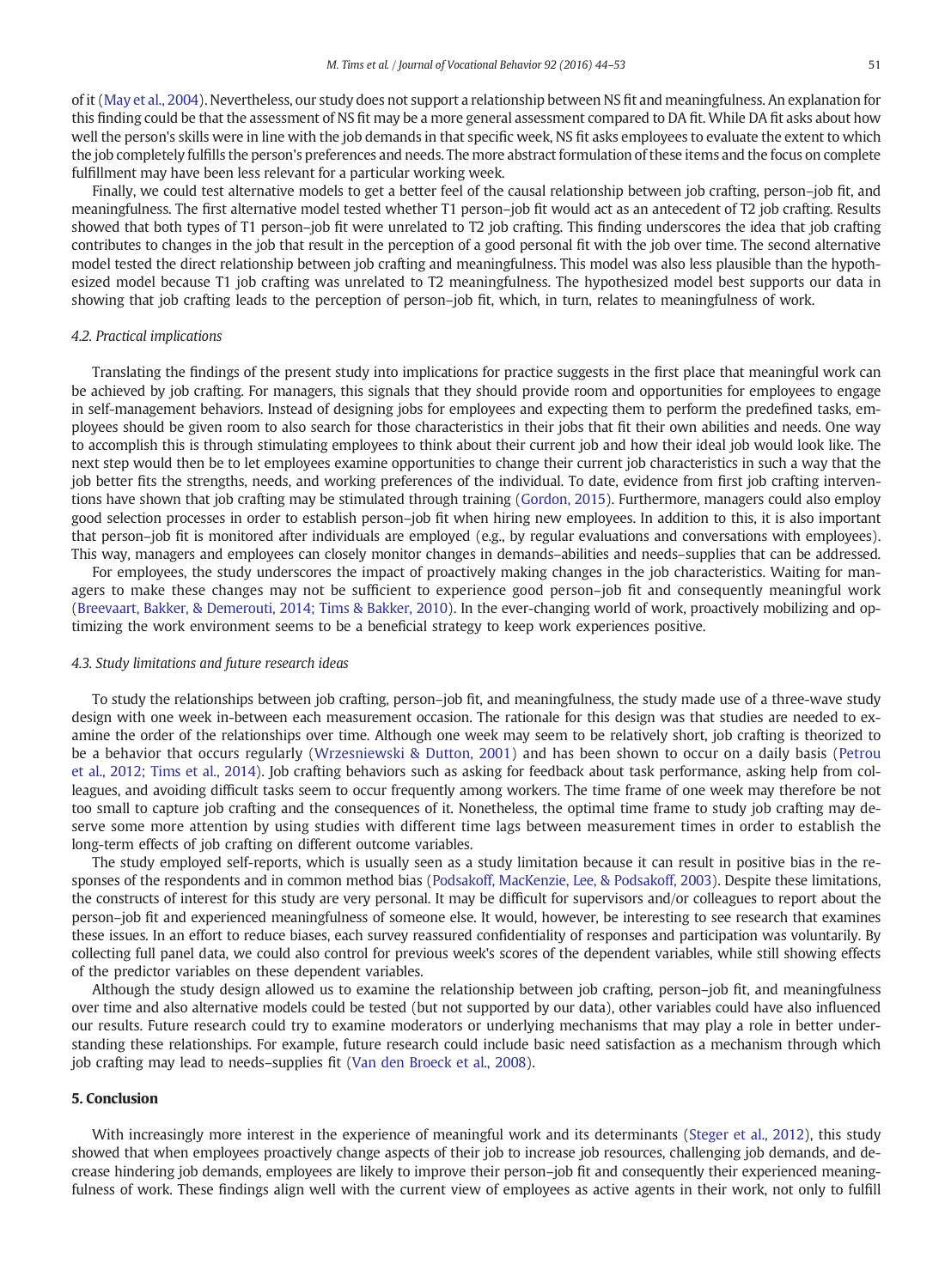of it (May et al., 2004). Nevertheless, our study does not support a relationship between NS fit and meaningfulness. An explanation for this finding could be that the assessment of NS fit may be a more general assessment compared to DA fit. While DA fit asks about how well the person's skills were in line with the job demands in that specific week, NS fit asks employees to evaluate the extent to which the job completely fulfills the person's preferences and needs. The more abstract formulation of these items and the focus on complete fulfillment may have been less relevant for a particular working week.

Finally, we could test alternative models to get a better feel of the causal relationship between job crafting, person–job fit, and meaningfulness. The first alternative model tested whether T1 person–job fit would act as an antecedent of T2 job crafting. Results showed that both types of T1 person–job fit were unrelated to T2 job crafting. This finding underscores the idea that job crafting contributes to changes in the job that result in the perception of a good personal fit with the job over time. The second alternative model tested the direct relationship between job crafting and meaningfulness. This model was also less plausible than the hypothesized model because T1 job crafting was unrelated to T2 meaningfulness. The hypothesized model best supports our data in showing that job crafting leads to the perception of person–job fit, which, in turn, relates to meaningfulness of work.

### *4.2. Practical implications*

Translating the findings of the present study into implications for practice suggests in the first place that meaningful work can be achieved by job crafting. For managers, this signals that they should provide room and opportunities for employees to engage in self-management behaviors. Instead of designing jobs for employees and expecting them to perform the predefined tasks, employees should be given room to also search for those characteristics in their jobs that fit their own abilities and needs. One way to accomplish this is through stimulating employees to think about their current job and how their ideal job would look like. The next step would then be to let employees examine opportunities to change their current job characteristics in such a way that the job better fits the strengths, needs, and working preferences of the individual. To date, evidence from first job crafting interventions have shown that job crafting may be stimulated through training (Gordon, 2015). Furthermore, managers could also employ good selection processes in order to establish person–job fit when hiring new employees. In addition to this, it is also important that person–job fit is monitored after individuals are employed (e.g., by regular evaluations and conversations with employees). This way, managers and employees can closely monitor changes in demands–abilities and needs–supplies that can be addressed.

For employees, the study underscores the impact of proactively making changes in the job characteristics. Waiting for managers to make these changes may not be sufficient to experience good person–job fit and consequently meaningful work (Breevaart, Bakker, & Demerouti, 2014; Tims & Bakker, 2010). In the ever-changing world of work, proactively mobilizing and optimizing the work environment seems to be a beneficial strategy to keep work experiences positive.

### *4.3. Study limitations and future research ideas*

To study the relationships between job crafting, person–job fit, and meaningfulness, the study made use of a three-wave study design with one week in-between each measurement occasion. The rationale for this design was that studies are needed to examine the order of the relationships over time. Although one week may seem to be relatively short, job crafting is theorized to be a behavior that occurs regularly (Wrzesniewski & Dutton, 2001) and has been shown to occur on a daily basis (Petrou et al., 2012; Tims et al., 2014). Job crafting behaviors such as asking for feedback about task performance, asking help from colleagues, and avoiding difficult tasks seem to occur frequently among workers. The time frame of one week may therefore be not too small to capture job crafting and the consequences of it. Nonetheless, the optimal time frame to study job crafting may deserve some more attention by using studies with different time lags between measurement times in order to establish the long-term effects of job crafting on different outcome variables.

The study employed self-reports, which is usually seen as a study limitation because it can result in positive bias in the responses of the respondents and in common method bias (Podsakoff, MacKenzie, Lee, & Podsakoff, 2003). Despite these limitations, the constructs of interest for this study are very personal. It may be difficult for supervisors and/or colleagues to report about the person–job fit and experienced meaningfulness of someone else. It would, however, be interesting to see research that examines these issues. In an effort to reduce biases, each survey reassured confidentiality of responses and participation was voluntarily. By collecting full panel data, we could also control for previous week's scores of the dependent variables, while still showing effects of the predictor variables on these dependent variables.

Although the study design allowed us to examine the relationship between job crafting, person–job fit, and meaningfulness over time and also alternative models could be tested (but not supported by our data), other variables could have also influenced our results. Future research could try to examine moderators or underlying mechanisms that may play a role in better understanding these relationships. For example, future research could include basic need satisfaction as a mechanism through which job crafting may lead to needs–supplies fit (Van den Broeck et al., 2008).

## 5. Conclusion

With increasingly more interest in the experience of meaningful work and its determinants (Steger et al., 2012), this study showed that when employees proactively change aspects of their job to increase job resources, challenging job demands, and decrease hindering job demands, employees are likely to improve their person–job fit and consequently their experienced meaningfulness of work. These findings align well with the current view of employees as active agents in their work, not only to fulfill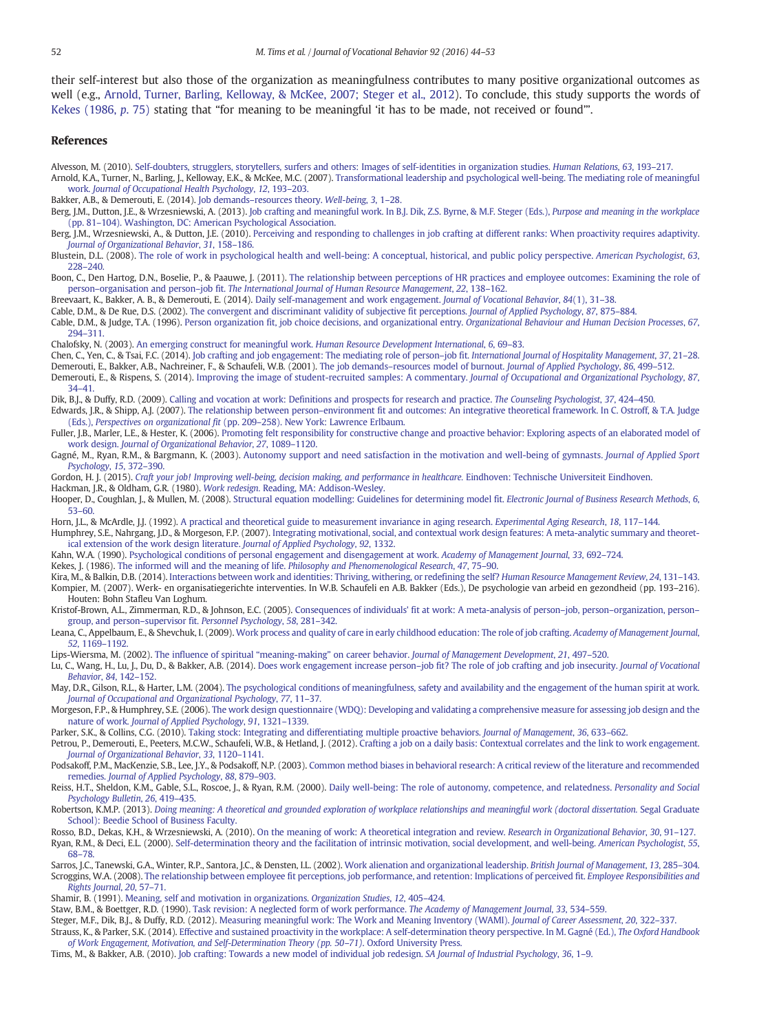their self-interest but also those of the organization as meaningfulness contributes to many positive organizational outcomes as well (e.g., Arnold, Turner, Barling, Kelloway, & McKee, 2007; Steger et al., 2012). To conclude, this study supports the words of Kekes (1986, p. 75) stating that "for meaning to be meaningful 'it has to be made, not received or found'".

## References

Alvesson, M. (2010). Self-doubters, strugglers, storytellers, surfers and others: Images of self-identities in organization studies. *Human Relations*, *63*, 193–217.

Arnold, K.A., Turner, N., Barling, J., Kelloway, E.K., & McKee, M.C. (2007). Transformational leadership and psychological well-being. The mediating role of meaningful work. *Journal of Occupational Health Psychology*, *12*, 193–203.

Bakker, A.B., & Demerouti, E. (2014). Job demands–resources theory. *Well-being*, *3*, 1–28.

Berg, J.M., Dutton, J.E., & Wrzesniewski, A. (2013). Job crafting and meaningful work. In B.J. Dik, Z.S. Byrne, & M.F. Steger (Eds.), *Purpose and meaning in the workplace* (pp. 81–104). Washington, DC: American Psychological Association.

Berg, J.M., Wrzesniewski, A., & Dutton, J.E. (2010). Perceiving and responding to challenges in job crafting at different ranks: When proactivity requires adaptivity. *Journal of Organizational Behavior*, *31*, 158–186.

Blustein, D.L. (2008). The role of work in psychological health and well-being: A conceptual, historical, and public policy perspective. *American Psychologist*, *63*, 228–240.

Boon, C., Den Hartog, D.N., Boselie, P., & Paauwe, J. (2011). The relationship between perceptions of HR practices and employee outcomes: Examining the role of person–organisation and person–job fit. *The International Journal of Human Resource Management*, *22*, 138–162.

Breevaart, K., Bakker, A. B., & Demerouti, E. (2014). Daily self-management and work engagement. *Journal of Vocational Behavior*, *84*(1), 31–38.

Cable, D.M., & De Rue, D.S. (2002). The convergent and discriminant validity of subjective fit perceptions. *Journal of Applied Psychology*, *87*, 875–884.

Cable, D.M., & Judge, T.A. (1996). Person organization fit, job choice decisions, and organizational entry. *Organizational Behaviour and Human Decision Processes*, *67*, 294–311.

Chalofsky, N. (2003). An emerging construct for meaningful work. *Human Resource Development International*, *6*, 69–83.

Chen, C., Yen, C., & Tsai, F.C. (2014). Job crafting and job engagement: The mediating role of person–job fit. *International Journal of Hospitality Management*, *37*, 21–28.

Demerouti, E., Bakker, A.B., Nachreiner, F., & Schaufeli, W.B. (2001). The job demands–resources model of burnout. *Journal of Applied Psychology*, *86*, 499–512.

Demerouti, E., & Rispens, S. (2014). Improving the image of student-recruited samples: A commentary. *Journal of Occupational and Organizational Psychology*, *87*, 34–41.

Dik, B.J., & Duffy, R.D. (2009). Calling and vocation at work: Definitions and prospects for research and practice. *The Counseling Psychologist*, *37*, 424–450.

Edwards, J.R., & Shipp, A.J. (2007). The relationship between person–environment fit and outcomes: An integrative theoretical framework. In C. Ostroff, & T.A. Judge (Eds.), *Perspectives on organizational fit* (pp. 209–258). New York: Lawrence Erlbaum.

Fuller, J.B., Marler, L.E., & Hester, K. (2006). Promoting felt responsibility for constructive change and proactive behavior: Exploring aspects of an elaborated model of work design. *Journal of Organizational Behavior*, *27*, 1089–1120.

Gagné, M., Ryan, R.M., & Bargmann, K. (2003). Autonomy support and need satisfaction in the motivation and well-being of gymnasts. *Journal of Applied Sport Psychology*, *15*, 372–390.

Gordon, H. J. (2015). *Craft your job! Improving well-being, decision making, and performance in healthcare.* Eindhoven: Technische Universiteit Eindhoven.

Hackman, J.R., & Oldham, G.R. (1980). *Work redesign.* Reading, MA: Addison-Wesley.

Hooper, D., Coughlan, J., & Mullen, M. (2008). Structural equation modelling: Guidelines for determining model fit. *Electronic Journal of Business Research Methods*, *6*, 53–60.

Horn, J.L., & McArdle, J.J. (1992). A practical and theoretical guide to measurement invariance in aging research. *Experimental Aging Research*, *18*, 117–144.

Humphrey, S.E., Nahrgang, J.D., & Morgeson, F.P. (2007). Integrating motivational, social, and contextual work design features: A meta-analytic summary and theoretical extension of the work design literature. *Journal of Applied Psychology*, *92*, 1332.

Kahn, W.A. (1990). Psychological conditions of personal engagement and disengagement at work. *Academy of Management Journal*, *33*, 692–724.

Kekes, J. (1986). The informed will and the meaning of life. *Philosophy and Phenomenological Research*, *47*, 75–90.

Kira, M., & Balkin, D.B. (2014). Interactions between work and identities: Thriving, withering, or redefining the self? *Human Resource Management Review*, *24*, 131–143.

Kompier, M. (2007). Werk- en organisatiegerichte interventies. In W.B. Schaufeli en A.B. Bakker (Eds.), De psychologie van arbeid en gezondheid (pp. 193–216). Houten: Bohn Stafleu Van Loghum.

Kristof-Brown, A.L., Zimmerman, R.D., & Johnson, E.C. (2005). Consequences of individuals' fit at work: A meta-analysis of person–job, person–organization, person–group, and person–supervisor fit. *Personnel Psychology*, *58*, 281–342.

Leana, C., Appelbaum, E., & Shevchuk, I. (2009). Work process and quality of care in early childhood education: The role of job crafting. *Academy of Management Journal*, *52*, 1169–1192.

Lips-Wiersma, M. (2002). The influence of spiritual "meaning-making" on career behavior. *Journal of Management Development*, *21*, 497–520.

Lu, C., Wang, H., Lu, J., Du, D., & Bakker, A.B. (2014). Does work engagement increase person–job fit? The role of job crafting and job insecurity. *Journal of Vocational Behavior*, *84*, 142–152.

May, D.R., Gilson, R.L., & Harter, L.M. (2004). The psychological conditions of meaningfulness, safety and availability and the engagement of the human spirit at work. *Journal of Occupational and Organizational Psychology*, *77*, 11–37.

Morgeson, F.P., & Humphrey, S.E. (2006). The work design questionnaire (WDQ): Developing and validating a comprehensive measure for assessing job design and the nature of work. *Journal of Applied Psychology*, *91*, 1321–1339.

Parker, S.K., & Collins, C.G. (2010). Taking stock: Integrating and differentiating multiple proactive behaviors. *Journal of Management*, *36*, 633–662.

Petrou, P., Demerouti, E., Peeters, M.C.W., Schaufeli, W.B., & Hetland, J. (2012). Crafting a job on a daily basis: Contextual correlates and the link to work engagement. *Journal of Organizational Behavior*, *33*, 1120–1141.

Podsakoff, P.M., MacKenzie, S.B., Lee, J.Y., & Podsakoff, N.P. (2003). Common method biases in behavioral research: A critical review of the literature and recommended remedies. *Journal of Applied Psychology*, *88*, 879–903.

Reiss, H.T., Sheldon, K.M., Gable, S.L., Roscoe, J., & Ryan, R.M. (2000). Daily well-being: The role of autonomy, competence, and relatedness. *Personality and Social Psychology Bulletin*, *26*, 419–435.

Robertson, K.M.P. (2013). *Doing meaning: A theoretical and grounded exploration of workplace relationships and meaningful work (doctoral dissertation.* Segal Graduate School): Beedie School of Business Faculty.

Rosso, B.D., Dekas, K.H., & Wrzesniewski, A. (2010). On the meaning of work: A theoretical integration and review. *Research in Organizational Behavior*, *30*, 91–127.

Ryan, R.M., & Deci, E.L. (2000). Self-determination theory and the facilitation of intrinsic motivation, social development, and well-being. *American Psychologist*, *55*, 68–78.

Sarros, J.C., Tanewski, G.A., Winter, R.P., Santora, J.C., & Densten, I.L. (2002). Work alienation and organizational leadership. *British Journal of Management*, *13*, 285–304.

Scroggins, W.A. (2008). The relationship between employee fit perceptions, job performance, and retention: Implications of perceived fit. *Employee Responsibilities and Rights Journal*, *20*, 57–71.

Shamir, B. (1991). Meaning, self and motivation in organizations. *Organization Studies*, *12*, 405–424.

Staw, B.M., & Boettger, R.D. (1990). Task revision: A neglected form of work performance. *The Academy of Management Journal*, *33*, 534–559.

Steger, M.F., Dik, B.J., & Duffy, R.D. (2012). Measuring meaningful work: The Work and Meaning Inventory (WAMI). *Journal of Career Assessment*, *20*, 322–337.

Strauss, K., & Parker, S.K. (2014). Effective and sustained proactivity in the workplace: A self-determination theory perspective. In M. Gagné (Ed.), *The Oxford Handbook of Work Engagement, Motivation, and Self-Determination Theory* (pp. 50–71). Oxford University Press.

Tims, M., & Bakker, A.B. (2010). Job crafting: Towards a new model of individual job redesign. *SA Journal of Industrial Psychology*, *36*, 1–9.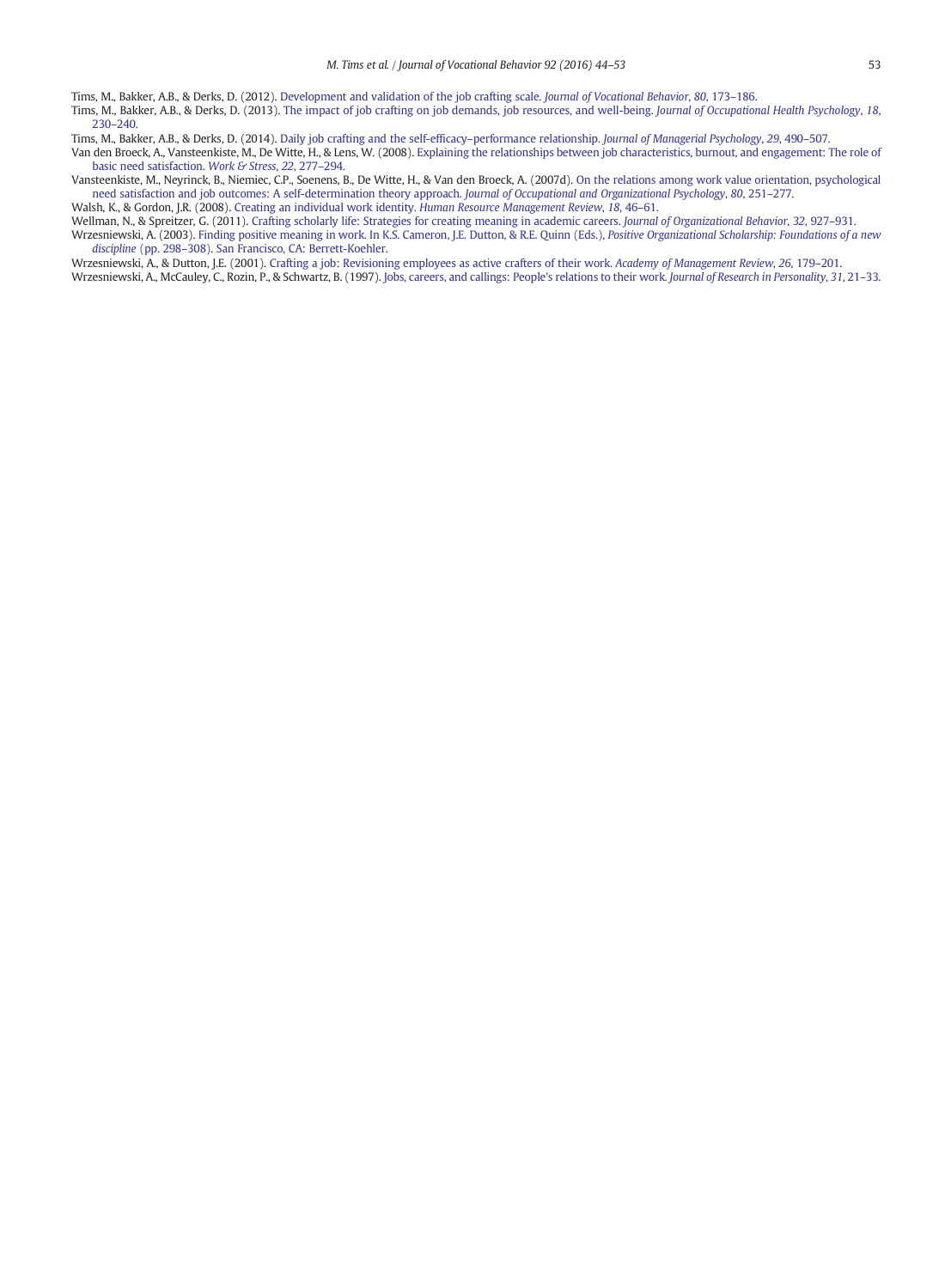Tims, M., Bakker, A.B., & Derks, D. (2012). Development and validation of the job crafting scale. *Journal of Vocational Behavior*, *80*, 173–186.

Tims, M., Bakker, A.B., & Derks, D. (2013). The impact of job crafting on job demands, job resources, and well-being. *Journal of Occupational Health Psychology*, *18*, 230–240.

Tims, M., Bakker, A.B., & Derks, D. (2014). Daily job crafting and the self-efficacy–performance relationship. *Journal of Managerial Psychology*, *29*, 490–507.

Van den Broeck, A., Vansteenkiste, M., De Witte, H., & Lens, W. (2008). Explaining the relationships between job characteristics, burnout, and engagement: The role of basic need satisfaction. *Work & Stress*, *22*, 277–294.

Vansteenkiste, M., Neyrinck, B., Niemiec, C.P., Soenens, B., De Witte, H., & Van den Broeck, A. (2007d). On the relations among work value orientation, psychological need satisfaction and job outcomes: A self-determination theory approach. *Journal of Occupational and Organizational Psychology*, *80*, 251–277.

Walsh, K., & Gordon, J.R. (2008). Creating an individual work identity. *Human Resource Management Review*, *18*, 46–61.

Wellman, N., & Spreitzer, G. (2011). Crafting scholarly life: Strategies for creating meaning in academic careers. *Journal of Organizational Behavior*, *32*, 927–931.

Wrzesniewski, A. (2003). Finding positive meaning in work. In K.S. Cameron, J.E. Dutton, & R.E. Quinn (Eds.), *Positive Organizational Scholarship: Foundations of a new discipline* (pp. 298–308). San Francisco, CA: Berrett-Koehler.

Wrzesniewski, A., & Dutton, J.E. (2001). Crafting a job: Revisioning employees as active crafters of their work. *Academy of Management Review*, *26*, 179–201.

Wrzesniewski, A., McCauley, C., Rozin, P., & Schwartz, B. (1997). Jobs, careers, and callings: People's relations to their work. *Journal of Research in Personality*, *31*, 21–33.